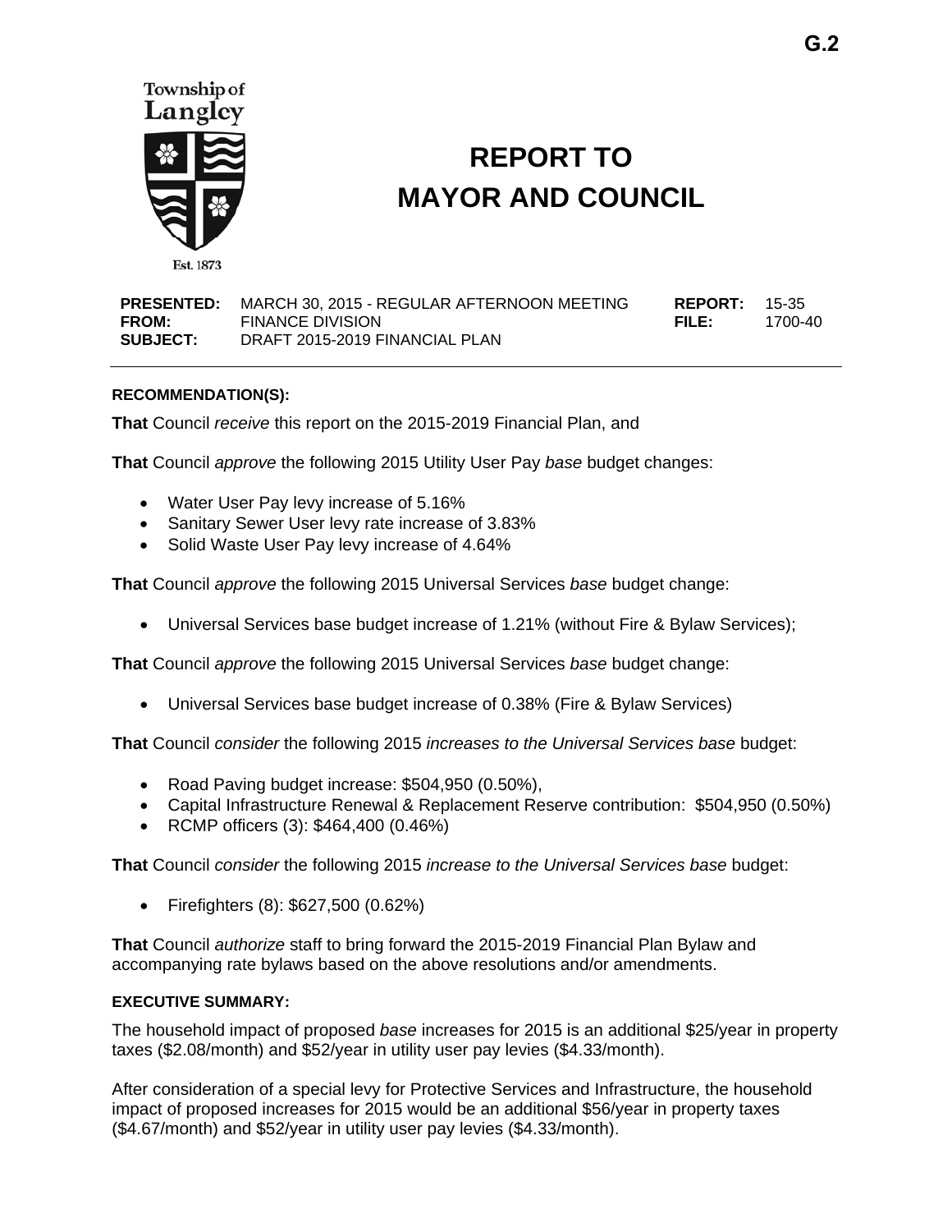G.2

Township of Langley

Est. 1873

# REPORT TO MAYOR AND COUNCIL

| | | | |
|---|---|---|---|
| **PRESENTED:** | MARCH 30, 2015 - REGULAR AFTERNOON MEETING | **REPORT:** | 15-35 |
| **FROM:** | FINANCE DIVISION | **FILE:** | 1700-40 |
| **SUBJECT:** | DRAFT 2015-2019 FINANCIAL PLAN | | |

**RECOMMENDATION(S):**

**That** Council *receive* this report on the 2015-2019 Financial Plan, and

**That** Council *approve* the following 2015 Utility User Pay *base* budget changes:

- Water User Pay levy increase of 5.16%
- Sanitary Sewer User levy rate increase of 3.83%
- Solid Waste User Pay levy increase of 4.64%

**That** Council *approve* the following 2015 Universal Services *base* budget change:

- Universal Services base budget increase of 1.21% (without Fire & Bylaw Services);

**That** Council *approve* the following 2015 Universal Services *base* budget change:

- Universal Services base budget increase of 0.38% (Fire & Bylaw Services)

**That** Council *consider* the following 2015 *increases to the Universal Services base* budget:

- Road Paving budget increase: $504,950 (0.50%),
- Capital Infrastructure Renewal & Replacement Reserve contribution: $504,950 (0.50%)
- RCMP officers (3): $464,400 (0.46%)

**That** Council *consider* the following 2015 *increase to the Universal Services base* budget:

- Firefighters (8): $627,500 (0.62%)

**That** Council *authorize* staff to bring forward the 2015-2019 Financial Plan Bylaw and accompanying rate bylaws based on the above resolutions and/or amendments.

**EXECUTIVE SUMMARY:**

The household impact of proposed *base* increases for 2015 is an additional $25/year in property taxes ($2.08/month) and $52/year in utility user pay levies ($4.33/month).

After consideration of a special levy for Protective Services and Infrastructure, the household impact of proposed increases for 2015 would be an additional $56/year in property taxes ($4.67/month) and $52/year in utility user pay levies ($4.33/month).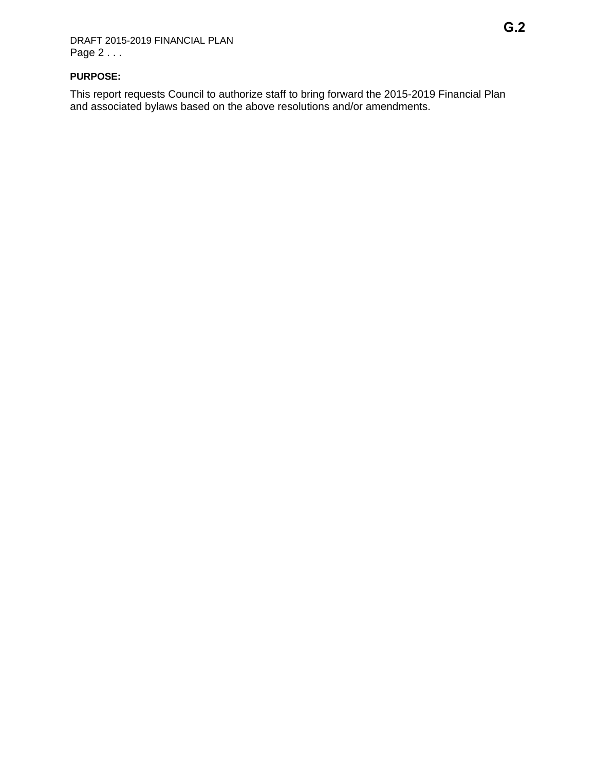**PURPOSE:**

This report requests Council to authorize staff to bring forward the 2015-2019 Financial Plan and associated bylaws based on the above resolutions and/or amendments.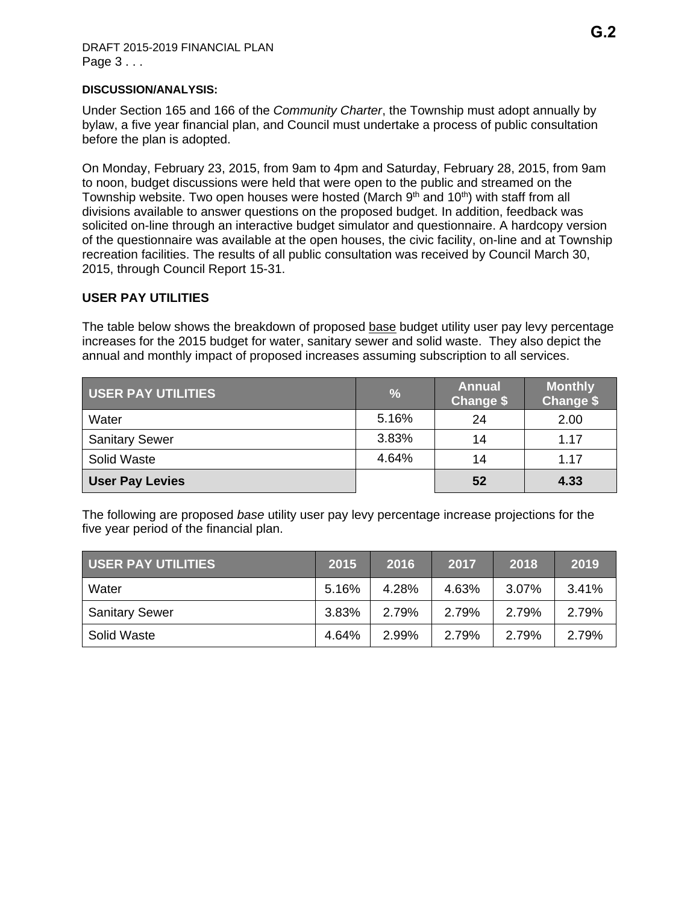**DISCUSSION/ANALYSIS:**

Under Section 165 and 166 of the *Community Charter*, the Township must adopt annually by bylaw, a five year financial plan, and Council must undertake a process of public consultation before the plan is adopted.

On Monday, February 23, 2015, from 9am to 4pm and Saturday, February 28, 2015, from 9am to noon, budget discussions were held that were open to the public and streamed on the Township website. Two open houses were hosted (March 9th and 10th) with staff from all divisions available to answer questions on the proposed budget. In addition, feedback was solicited on-line through an interactive budget simulator and questionnaire. A hardcopy version of the questionnaire was available at the open houses, the civic facility, on-line and at Township recreation facilities. The results of all public consultation was received by Council March 30, 2015, through Council Report 15-31.

## USER PAY UTILITIES

The table below shows the breakdown of proposed base budget utility user pay levy percentage increases for the 2015 budget for water, sanitary sewer and solid waste. They also depict the annual and monthly impact of proposed increases assuming subscription to all services.

| USER PAY UTILITIES | % | Annual Change $ | Monthly Change $ |
|---|---|---|---|
| Water | 5.16% | 24 | 2.00 |
| Sanitary Sewer | 3.83% | 14 | 1.17 |
| Solid Waste | 4.64% | 14 | 1.17 |
| **User Pay Levies** | | **52** | **4.33** |

The following are proposed *base* utility user pay levy percentage increase projections for the five year period of the financial plan.

| USER PAY UTILITIES | 2015 | 2016 | 2017 | 2018 | 2019 |
|---|---|---|---|---|---|
| Water | 5.16% | 4.28% | 4.63% | 3.07% | 3.41% |
| Sanitary Sewer | 3.83% | 2.79% | 2.79% | 2.79% | 2.79% |
| Solid Waste | 4.64% | 2.99% | 2.79% | 2.79% | 2.79% |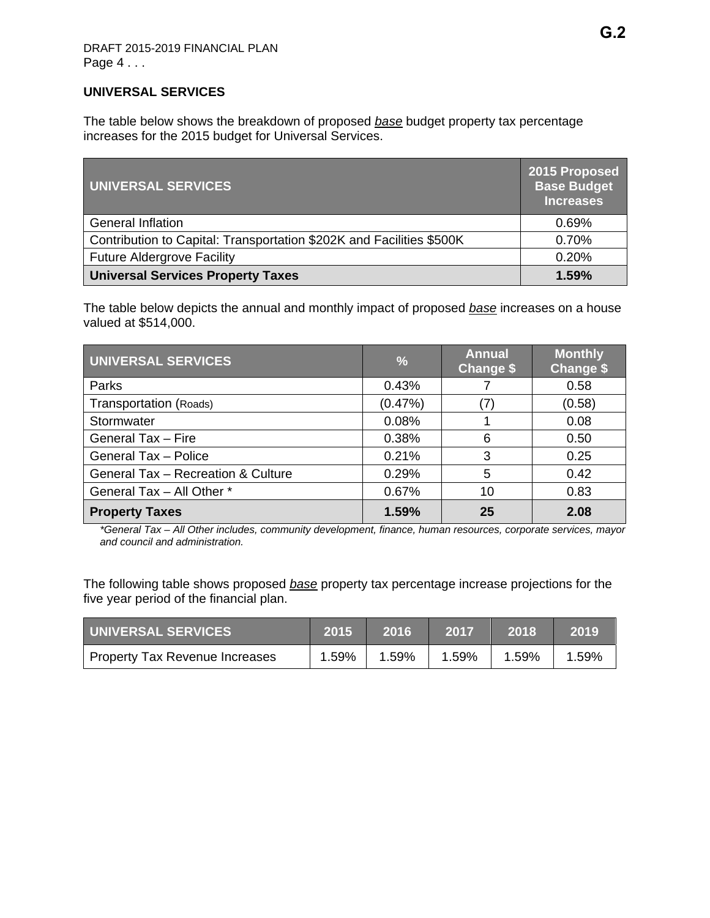G.2

DRAFT 2015-2019 FINANCIAL PLAN
Page 4 . . .

## UNIVERSAL SERVICES

The table below shows the breakdown of proposed *base* budget property tax percentage increases for the 2015 budget for Universal Services.

| UNIVERSAL SERVICES | 2015 Proposed Base Budget Increases |
|---|---|
| General Inflation | 0.69% |
| Contribution to Capital: Transportation $202K and Facilities $500K | 0.70% |
| Future Aldergrove Facility | 0.20% |
| **Universal Services Property Taxes** | **1.59%** |

The table below depicts the annual and monthly impact of proposed *base* increases on a house valued at $514,000.

| UNIVERSAL SERVICES | % | Annual Change $ | Monthly Change $ |
|---|---|---|---|
| Parks | 0.43% | 7 | 0.58 |
| Transportation (Roads) | (0.47%) | (7) | (0.58) |
| Stormwater | 0.08% | 1 | 0.08 |
| General Tax – Fire | 0.38% | 6 | 0.50 |
| General Tax – Police | 0.21% | 3 | 0.25 |
| General Tax – Recreation & Culture | 0.29% | 5 | 0.42 |
| General Tax – All Other * | 0.67% | 10 | 0.83 |
| **Property Taxes** | **1.59%** | **25** | **2.08** |

*\*General Tax – All Other includes, community development, finance, human resources, corporate services, mayor and council and administration.*

The following table shows proposed *base* property tax percentage increase projections for the five year period of the financial plan.

| UNIVERSAL SERVICES | 2015 | 2016 | 2017 | 2018 | 2019 |
|---|---|---|---|---|---|
| Property Tax Revenue Increases | 1.59% | 1.59% | 1.59% | 1.59% | 1.59% |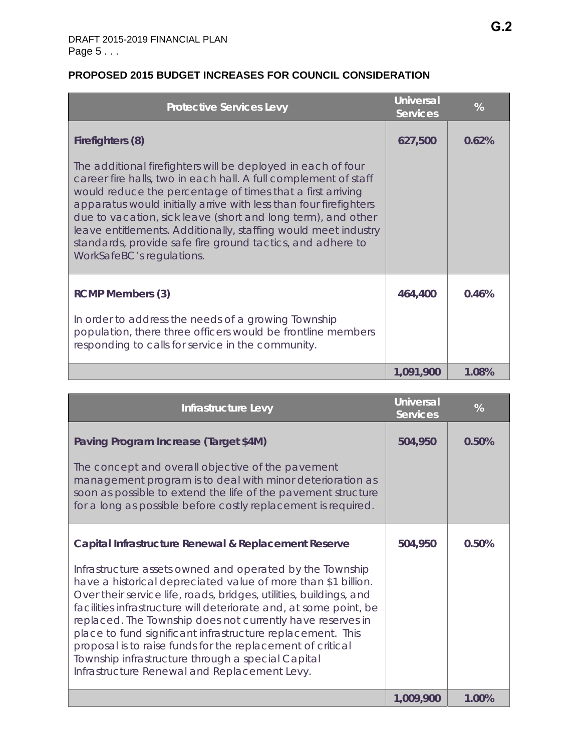DRAFT 2015-2019 FINANCIAL PLAN
Page 5 . . .

**PROPOSED 2015 BUDGET INCREASES FOR COUNCIL CONSIDERATION**

| Protective Services Levy | Universal Services | % |
|---|---|---|
| **Firefighters (8)**<br><br>The additional firefighters will be deployed in each of four career fire halls, two in each hall. A full complement of staff would reduce the percentage of times that a first arriving apparatus would initially arrive with less than four firefighters due to vacation, sick leave (short and long term), and other leave entitlements. Additionally, staffing would meet industry standards, provide safe fire ground tactics, and adhere to WorkSafeBC's regulations. | 627,500 | 0.62% |
| **RCMP Members (3)**<br><br>In order to address the needs of a growing Township population, there three officers would be frontline members responding to calls for service in the community. | 464,400 | 0.46% |
| | 1,091,900 | 1.08% |

| Infrastructure Levy | Universal Services | % |
|---|---|---|
| **Paving Program Increase (Target $4M)**<br><br>The concept and overall objective of the pavement management program is to deal with minor deterioration as soon as possible to extend the life of the pavement structure for a long as possible before costly replacement is required. | 504,950 | 0.50% |
| **Capital Infrastructure Renewal & Replacement Reserve**<br><br>Infrastructure assets owned and operated by the Township have a historical depreciated value of more than $1 billion. Over their service life, roads, bridges, utilities, buildings, and facilities infrastructure will deteriorate and, at some point, be replaced. The Township does not currently have reserves in place to fund significant infrastructure replacement. This proposal is to raise funds for the replacement of critical Township infrastructure through a special Capital Infrastructure Renewal and Replacement Levy. | 504,950 | 0.50% |
| | 1,009,900 | 1.00% |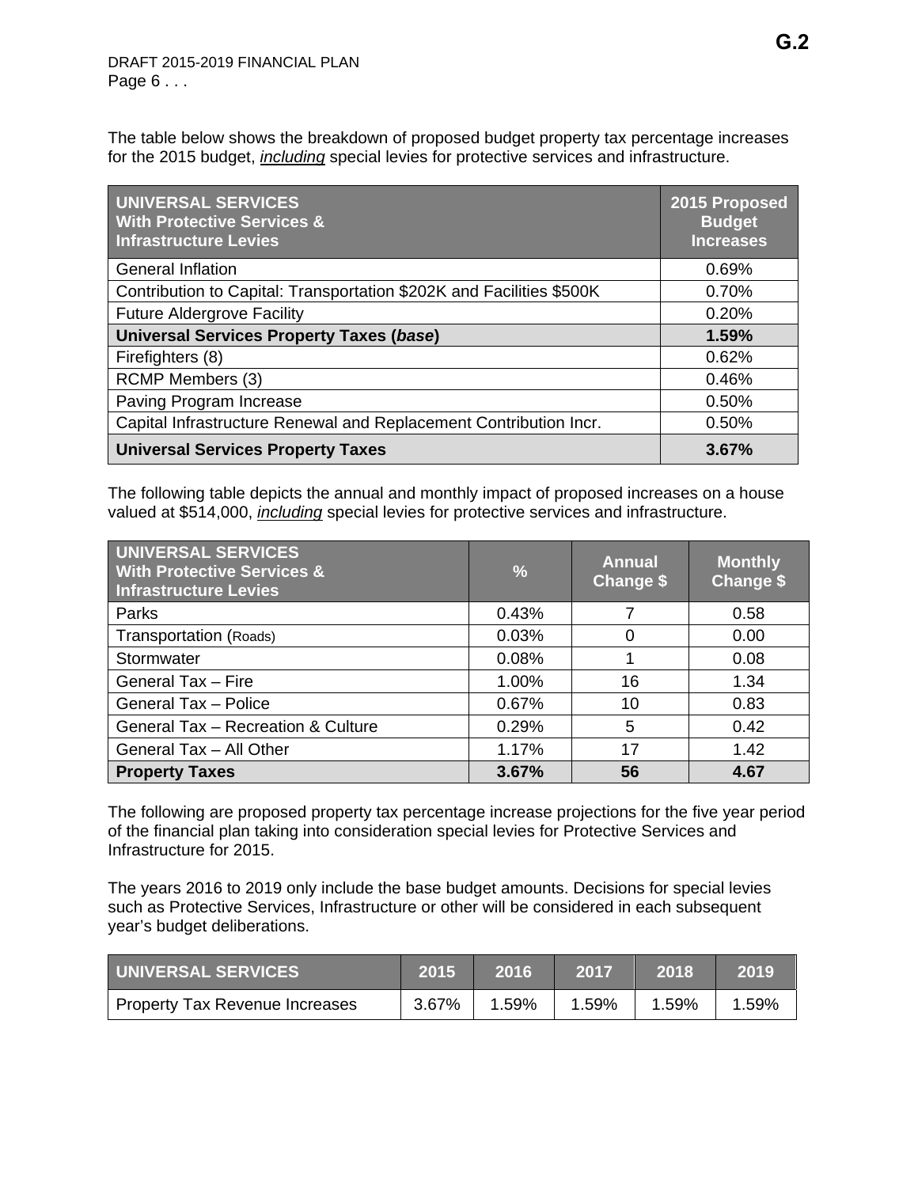The table below shows the breakdown of proposed budget property tax percentage increases for the 2015 budget, *including* special levies for protective services and infrastructure.

| UNIVERSAL SERVICES With Protective Services & Infrastructure Levies | 2015 Proposed Budget Increases |
|---|---|
| General Inflation | 0.69% |
| Contribution to Capital: Transportation $202K and Facilities $500K | 0.70% |
| Future Aldergrove Facility | 0.20% |
| **Universal Services Property Taxes (*base*)** | **1.59%** |
| Firefighters (8) | 0.62% |
| RCMP Members (3) | 0.46% |
| Paving Program Increase | 0.50% |
| Capital Infrastructure Renewal and Replacement Contribution Incr. | 0.50% |
| **Universal Services Property Taxes** | **3.67%** |

The following table depicts the annual and monthly impact of proposed increases on a house valued at $514,000, *including* special levies for protective services and infrastructure.

| UNIVERSAL SERVICES With Protective Services & Infrastructure Levies | % | Annual Change $ | Monthly Change $ |
|---|---|---|---|
| Parks | 0.43% | 7 | 0.58 |
| Transportation (Roads) | 0.03% | 0 | 0.00 |
| Stormwater | 0.08% | 1 | 0.08 |
| General Tax – Fire | 1.00% | 16 | 1.34 |
| General Tax – Police | 0.67% | 10 | 0.83 |
| General Tax – Recreation & Culture | 0.29% | 5 | 0.42 |
| General Tax – All Other | 1.17% | 17 | 1.42 |
| **Property Taxes** | **3.67%** | **56** | **4.67** |

The following are proposed property tax percentage increase projections for the five year period of the financial plan taking into consideration special levies for Protective Services and Infrastructure for 2015.

The years 2016 to 2019 only include the base budget amounts. Decisions for special levies such as Protective Services, Infrastructure or other will be considered in each subsequent year's budget deliberations.

| UNIVERSAL SERVICES | 2015 | 2016 | 2017 | 2018 | 2019 |
|---|---|---|---|---|---|
| Property Tax Revenue Increases | 3.67% | 1.59% | 1.59% | 1.59% | 1.59% |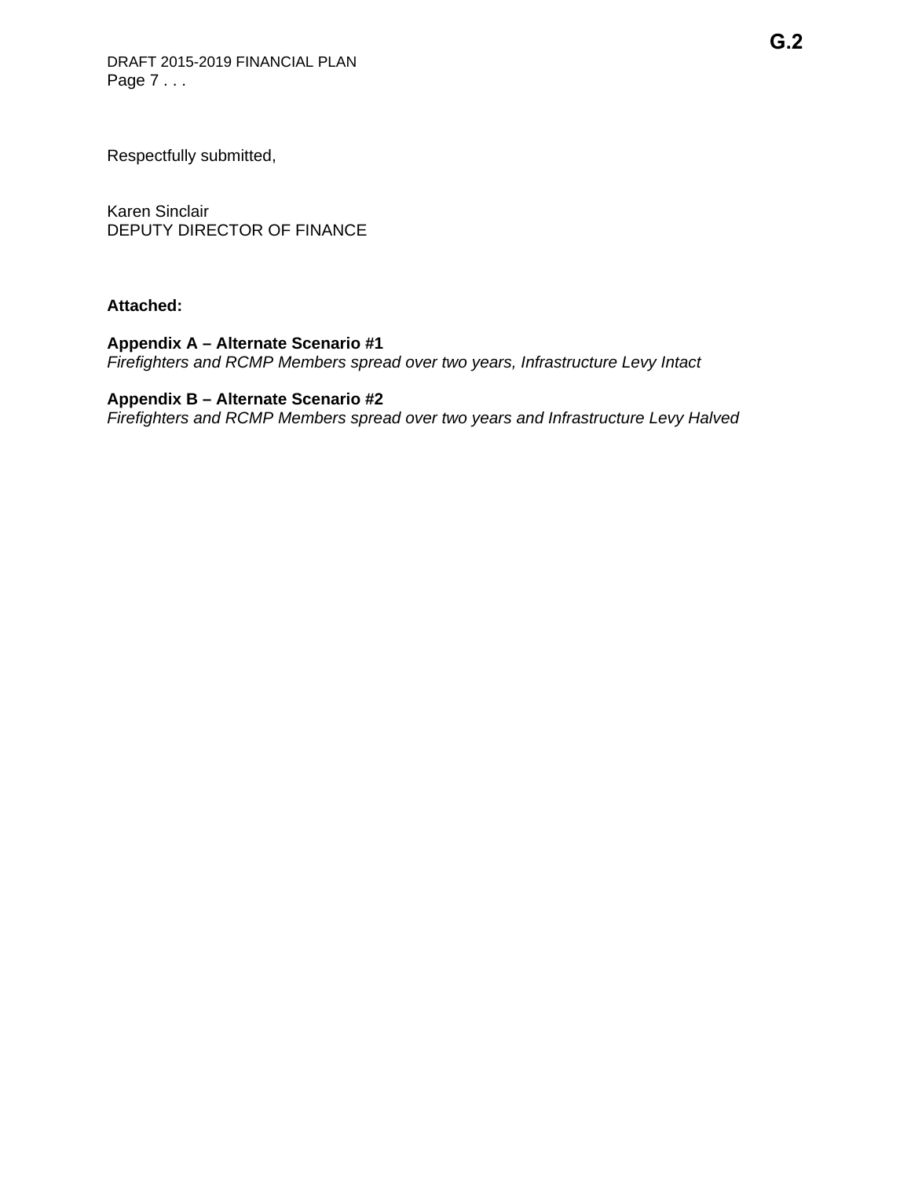Respectfully submitted,

Karen Sinclair
DEPUTY DIRECTOR OF FINANCE

**Attached:**

**Appendix A – Alternate Scenario #1**
*Firefighters and RCMP Members spread over two years, Infrastructure Levy Intact*

**Appendix B – Alternate Scenario #2**
*Firefighters and RCMP Members spread over two years and Infrastructure Levy Halved*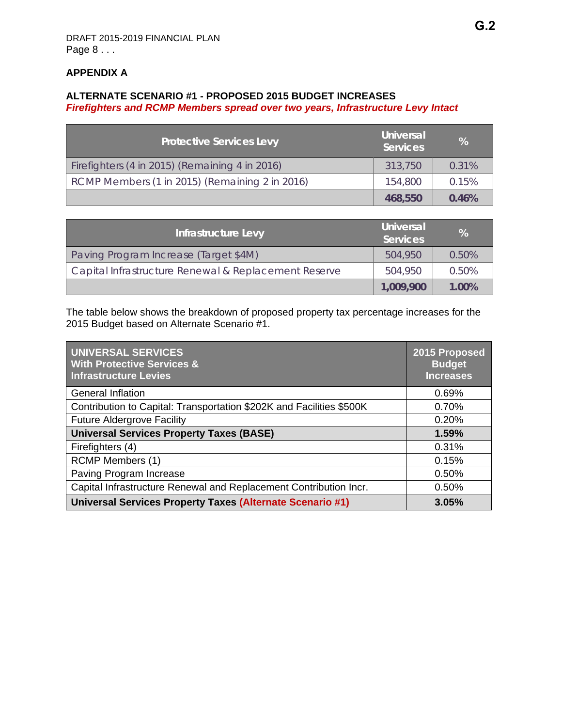## APPENDIX A

### ALTERNATE SCENARIO #1 - PROPOSED 2015 BUDGET INCREASES

***Firefighters and RCMP Members spread over two years, Infrastructure Levy Intact***

| Protective Services Levy | Universal Services | % |
|---|---|---|
| Firefighters (4 in 2015) (Remaining 4 in 2016) | 313,750 | 0.31% |
| RCMP Members (1 in 2015) (Remaining 2 in 2016) | 154,800 | 0.15% |
| | **468,550** | **0.46%** |

| Infrastructure Levy | Universal Services | % |
|---|---|---|
| Paving Program Increase (Target $4M) | 504,950 | 0.50% |
| Capital Infrastructure Renewal & Replacement Reserve | 504,950 | 0.50% |
| | **1,009,900** | **1.00%** |

The table below shows the breakdown of proposed property tax percentage increases for the 2015 Budget based on Alternate Scenario #1.

| UNIVERSAL SERVICES With Protective Services & Infrastructure Levies | 2015 Proposed Budget Increases |
|---|---|
| General Inflation | 0.69% |
| Contribution to Capital: Transportation $202K and Facilities $500K | 0.70% |
| Future Aldergrove Facility | 0.20% |
| **Universal Services Property Taxes (BASE)** | **1.59%** |
| Firefighters (4) | 0.31% |
| RCMP Members (1) | 0.15% |
| Paving Program Increase | 0.50% |
| Capital Infrastructure Renewal and Replacement Contribution Incr. | 0.50% |
| **Universal Services Property Taxes (Alternate Scenario #1)** | **3.05%** |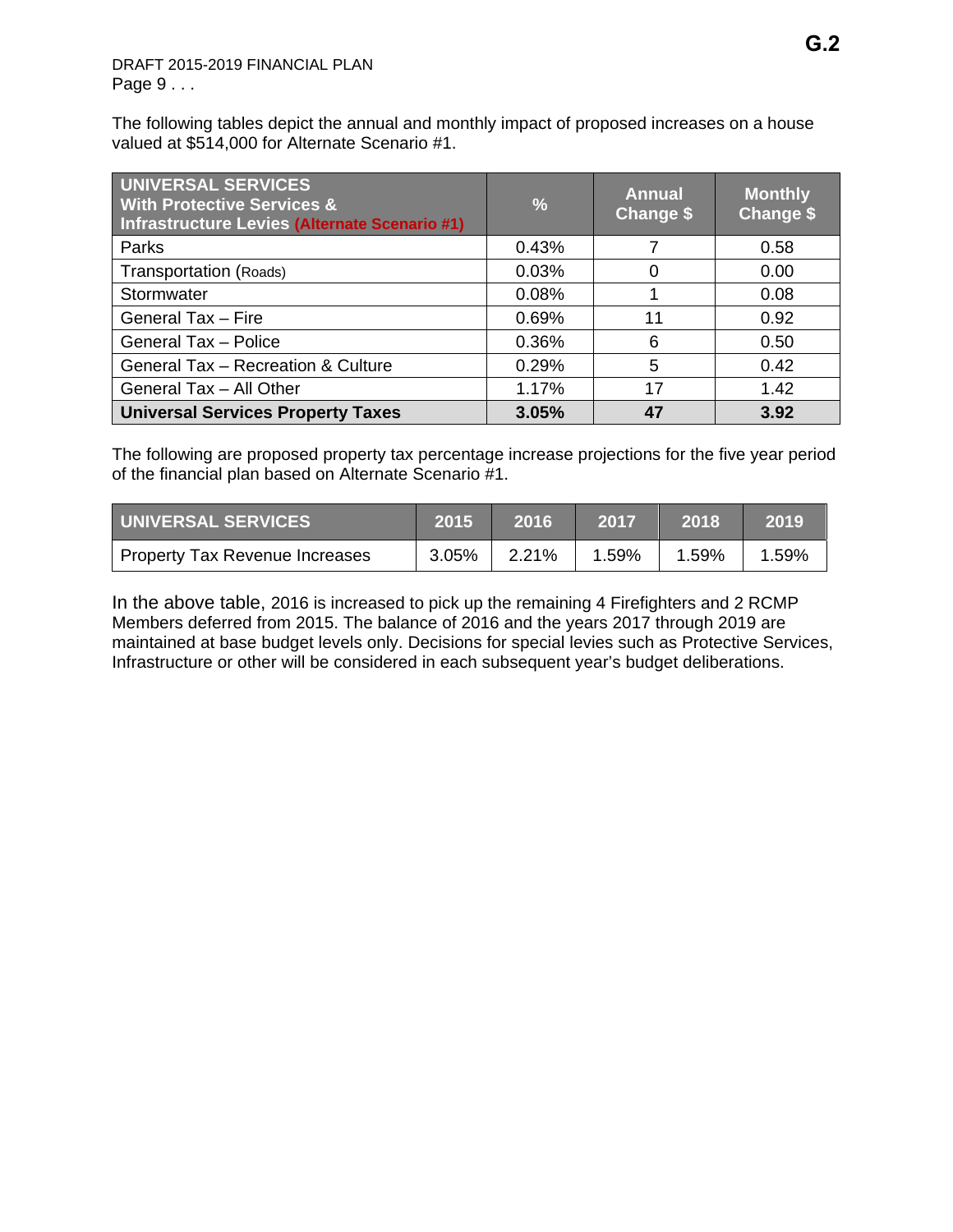The following tables depict the annual and monthly impact of proposed increases on a house valued at $514,000 for Alternate Scenario #1.

| UNIVERSAL SERVICES With Protective Services & Infrastructure Levies (Alternate Scenario #1) | % | Annual Change $ | Monthly Change $ |
|---|---|---|---|
| Parks | 0.43% | 7 | 0.58 |
| Transportation (Roads) | 0.03% | 0 | 0.00 |
| Stormwater | 0.08% | 1 | 0.08 |
| General Tax – Fire | 0.69% | 11 | 0.92 |
| General Tax – Police | 0.36% | 6 | 0.50 |
| General Tax – Recreation & Culture | 0.29% | 5 | 0.42 |
| General Tax – All Other | 1.17% | 17 | 1.42 |
| **Universal Services Property Taxes** | **3.05%** | **47** | **3.92** |

The following are proposed property tax percentage increase projections for the five year period of the financial plan based on Alternate Scenario #1.

| UNIVERSAL SERVICES | 2015 | 2016 | 2017 | 2018 | 2019 |
|---|---|---|---|---|---|
| Property Tax Revenue Increases | 3.05% | 2.21% | 1.59% | 1.59% | 1.59% |

In the above table, 2016 is increased to pick up the remaining 4 Firefighters and 2 RCMP Members deferred from 2015. The balance of 2016 and the years 2017 through 2019 are maintained at base budget levels only. Decisions for special levies such as Protective Services, Infrastructure or other will be considered in each subsequent year's budget deliberations.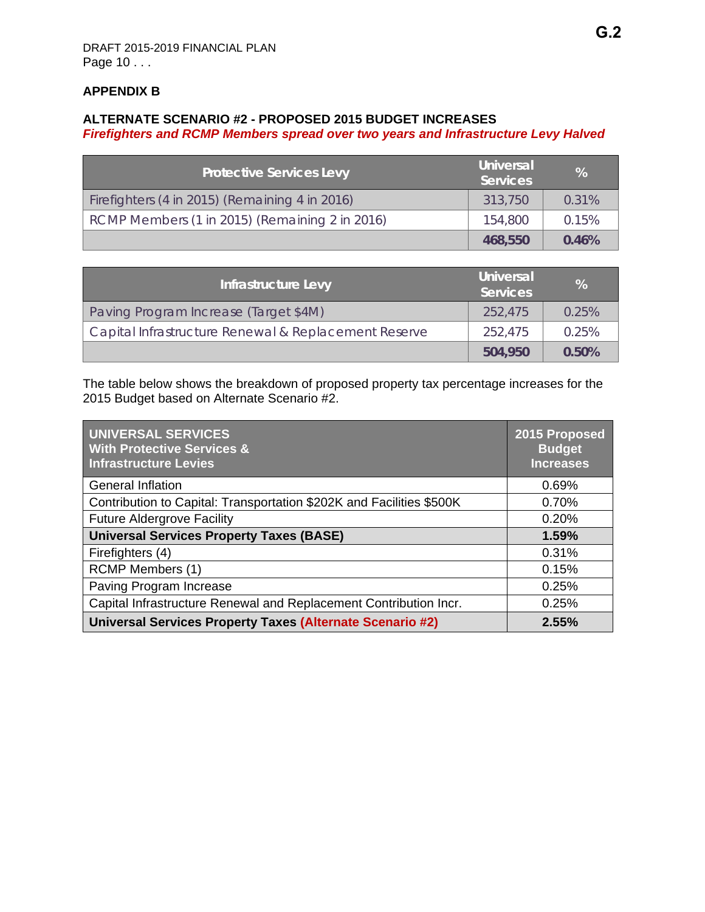## APPENDIX B

### ALTERNATE SCENARIO #2 - PROPOSED 2015 BUDGET INCREASES

***Firefighters and RCMP Members spread over two years and Infrastructure Levy Halved***

| Protective Services Levy | Universal Services | % |
|---|---|---|
| Firefighters (4 in 2015) (Remaining 4 in 2016) | 313,750 | 0.31% |
| RCMP Members (1 in 2015) (Remaining 2 in 2016) | 154,800 | 0.15% |
| | **468,550** | **0.46%** |

| Infrastructure Levy | Universal Services | % |
|---|---|---|
| Paving Program Increase (Target $4M) | 252,475 | 0.25% |
| Capital Infrastructure Renewal & Replacement Reserve | 252,475 | 0.25% |
| | **504,950** | **0.50%** |

The table below shows the breakdown of proposed property tax percentage increases for the 2015 Budget based on Alternate Scenario #2.

| UNIVERSAL SERVICES With Protective Services & Infrastructure Levies | 2015 Proposed Budget Increases |
|---|---|
| General Inflation | 0.69% |
| Contribution to Capital: Transportation $202K and Facilities $500K | 0.70% |
| Future Aldergrove Facility | 0.20% |
| **Universal Services Property Taxes (BASE)** | **1.59%** |
| Firefighters (4) | 0.31% |
| RCMP Members (1) | 0.15% |
| Paving Program Increase | 0.25% |
| Capital Infrastructure Renewal and Replacement Contribution Incr. | 0.25% |
| **Universal Services Property Taxes (Alternate Scenario #2)** | **2.55%** |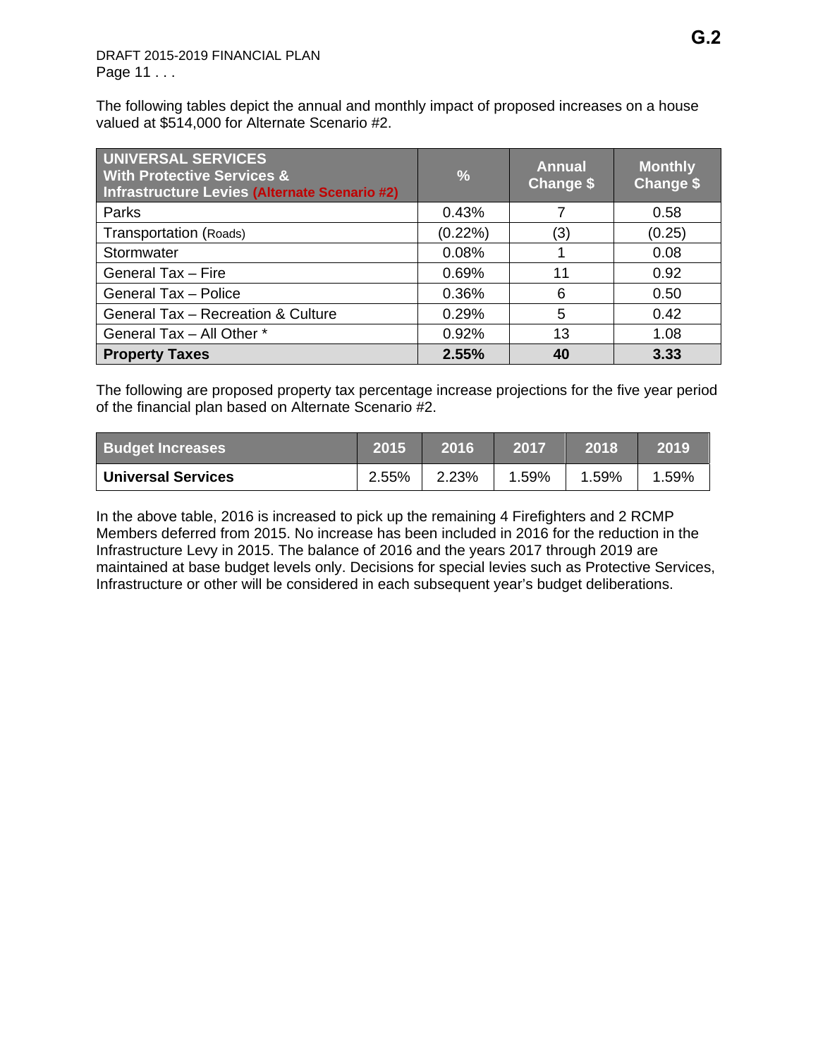The following tables depict the annual and monthly impact of proposed increases on a house valued at $514,000 for Alternate Scenario #2.

| UNIVERSAL SERVICES With Protective Services & Infrastructure Levies (Alternate Scenario #2) | % | Annual Change $ | Monthly Change $ |
|---|---|---|---|
| Parks | 0.43% | 7 | 0.58 |
| Transportation (Roads) | (0.22%) | (3) | (0.25) |
| Stormwater | 0.08% | 1 | 0.08 |
| General Tax – Fire | 0.69% | 11 | 0.92 |
| General Tax – Police | 0.36% | 6 | 0.50 |
| General Tax – Recreation & Culture | 0.29% | 5 | 0.42 |
| General Tax – All Other * | 0.92% | 13 | 1.08 |
| **Property Taxes** | **2.55%** | **40** | **3.33** |

The following are proposed property tax percentage increase projections for the five year period of the financial plan based on Alternate Scenario #2.

| Budget Increases | 2015 | 2016 | 2017 | 2018 | 2019 |
|---|---|---|---|---|---|
| **Universal Services** | 2.55% | 2.23% | 1.59% | 1.59% | 1.59% |

In the above table, 2016 is increased to pick up the remaining 4 Firefighters and 2 RCMP Members deferred from 2015. No increase has been included in 2016 for the reduction in the Infrastructure Levy in 2015. The balance of 2016 and the years 2017 through 2019 are maintained at base budget levels only. Decisions for special levies such as Protective Services, Infrastructure or other will be considered in each subsequent year's budget deliberations.